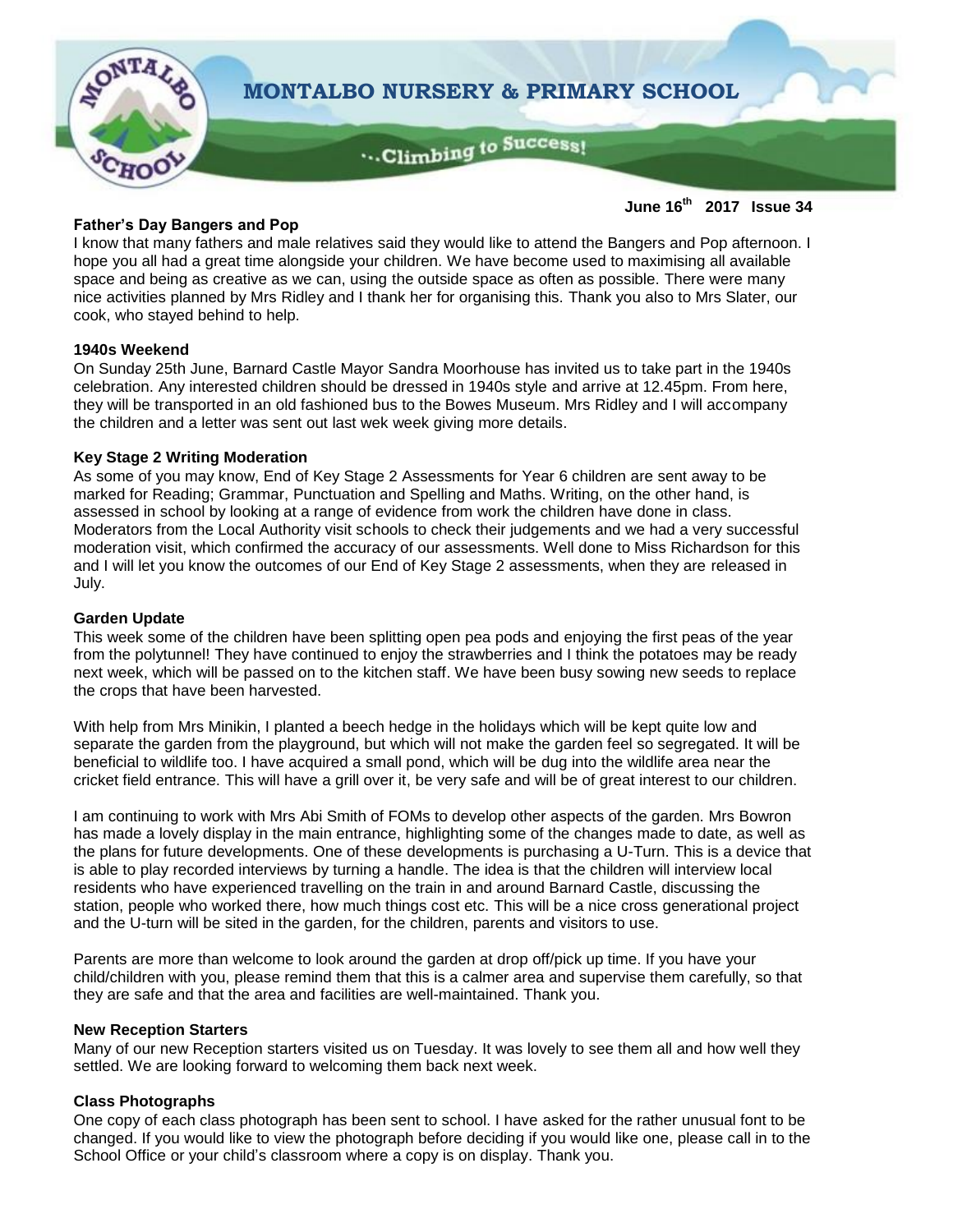# MONTALBO NURSERY & PRIMARY SCHOOL

...Climbing to Success!

**June 16th 2017 Issue 34**

## Father's Day Bangers and Pop

I know that many fathers and male relatives said they would like to attend the Bangers and Pop afternoon. I hope you all had a great time alongside your children. We have become used to maximising all available space and being as creative as we can, using the outside space as often as possible. There were many nice activities planned by Mrs Ridley and I thank her for organising this. Thank you also to Mrs Slater, our cook, who stayed behind to help.

## 1940s Weekend

On Sunday 25th June, Barnard Castle Mayor Sandra Moorhouse has invited us to take part in the 1940s celebration. Any interested children should be dressed in 1940s style and arrive at 12.45pm. From here, they will be transported in an old fashioned bus to the Bowes Museum. Mrs Ridley and I will accompany the children and a letter was sent out last wek week giving more details.

## Key Stage 2 Writing Moderation

As some of you may know, End of Key Stage 2 Assessments for Year 6 children are sent away to be marked for Reading; Grammar, Punctuation and Spelling and Maths. Writing, on the other hand, is assessed in school by looking at a range of evidence from work the children have done in class. Moderators from the Local Authority visit schools to check their judgements and we had a very successful moderation visit, which confirmed the accuracy of our assessments. Well done to Miss Richardson for this and I will let you know the outcomes of our End of Key Stage 2 assessments, when they are released in July.

## Garden Update

This week some of the children have been splitting open pea pods and enjoying the first peas of the year from the polytunnel! They have continued to enjoy the strawberries and I think the potatoes may be ready next week, which will be passed on to the kitchen staff. We have been busy sowing new seeds to replace the crops that have been harvested.

With help from Mrs Minikin, I planted a beech hedge in the holidays which will be kept quite low and separate the garden from the playground, but which will not make the garden feel so segregated. It will be beneficial to wildlife too. I have acquired a small pond, which will be dug into the wildlife area near the cricket field entrance. This will have a grill over it, be very safe and will be of great interest to our children.

I am continuing to work with Mrs Abi Smith of FOMs to develop other aspects of the garden. Mrs Bowron has made a lovely display in the main entrance, highlighting some of the changes made to date, as well as the plans for future developments. One of these developments is purchasing a U-Turn. This is a device that is able to play recorded interviews by turning a handle. The idea is that the children will interview local residents who have experienced travelling on the train in and around Barnard Castle, discussing the station, people who worked there, how much things cost etc. This will be a nice cross generational project and the U-turn will be sited in the garden, for the children, parents and visitors to use.

Parents are more than welcome to look around the garden at drop off/pick up time. If you have your child/children with you, please remind them that this is a calmer area and supervise them carefully, so that they are safe and that the area and facilities are well-maintained. Thank you.

## New Reception Starters

Many of our new Reception starters visited us on Tuesday. It was lovely to see them all and how well they settled. We are looking forward to welcoming them back next week.

## Class Photographs

One copy of each class photograph has been sent to school. I have asked for the rather unusual font to be changed. If you would like to view the photograph before deciding if you would like one, please call in to the School Office or your child's classroom where a copy is on display. Thank you.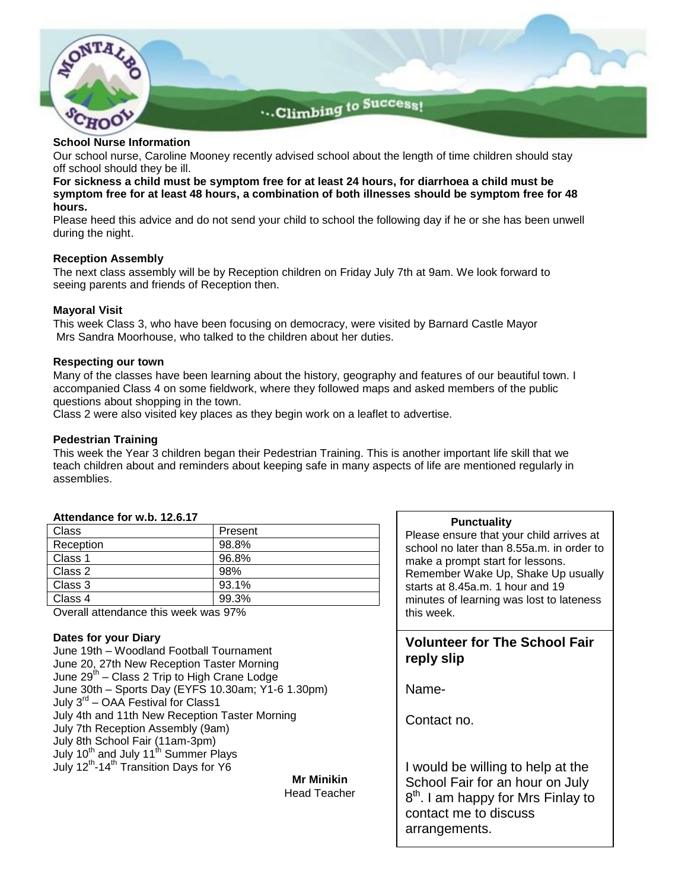**School Nurse Information**

Our school nurse, Caroline Mooney recently advised school about the length of time children should stay off school should they be ill.

**For sickness a child must be symptom free for at least 24 hours, for diarrhoea a child must be symptom free for at least 48 hours, a combination of both illnesses should be symptom free for 48 hours.**

Please heed this advice and do not send your child to school the following day if he or she has been unwell during the night.

**Reception Assembly**

The next class assembly will be by Reception children on Friday July 7th at 9am. We look forward to seeing parents and friends of Reception then.

**Mayoral Visit**

This week Class 3, who have been focusing on democracy, were visited by Barnard Castle Mayor Mrs Sandra Moorhouse, who talked to the children about her duties.

**Respecting our town**

Many of the classes have been learning about the history, geography and features of our beautiful town. I accompanied Class 4 on some fieldwork, where they followed maps and asked members of the public questions about shopping in the town.

Class 2 were also visited key places as they begin work on a leaflet to advertise.

**Pedestrian Training**

This week the Year 3 children began their Pedestrian Training. This is another important life skill that we teach children about and reminders about keeping safe in many aspects of life are mentioned regularly in assemblies.

**Attendance for w.b. 12.6.17**

| Class | Present |
|---|---|
| Reception | 98.8% |
| Class 1 | 96.8% |
| Class 2 | 98% |
| Class 3 | 93.1% |
| Class 4 | 99.3% |

Overall attendance this week was 97%

**Dates for your Diary**

June 19th – Woodland Football Tournament
June 20, 27th New Reception Taster Morning
June 29th – Class 2 Trip to High Crane Lodge
June 30th – Sports Day (EYFS 10.30am; Y1-6 1.30pm)
July 3rd – OAA Festival for Class1
July 4th and 11th New Reception Taster Morning
July 7th Reception Assembly (9am)
July 8th School Fair (11am-3pm)
July 10th and July 11th Summer Plays
July 12th-14th Transition Days for Y6

**Mr Minikin**
Head Teacher

**Punctuality**

Please ensure that your child arrives at school no later than 8.55a.m. in order to make a prompt start for lessons. Remember Wake Up, Shake Up usually starts at 8.45a.m. 1 hour and 19 minutes of learning was lost to lateness this week.

**Volunteer for The School Fair reply slip**

Name-

Contact no.

I would be willing to help at the School Fair for an hour on July 8th. I am happy for Mrs Finlay to contact me to discuss arrangements.